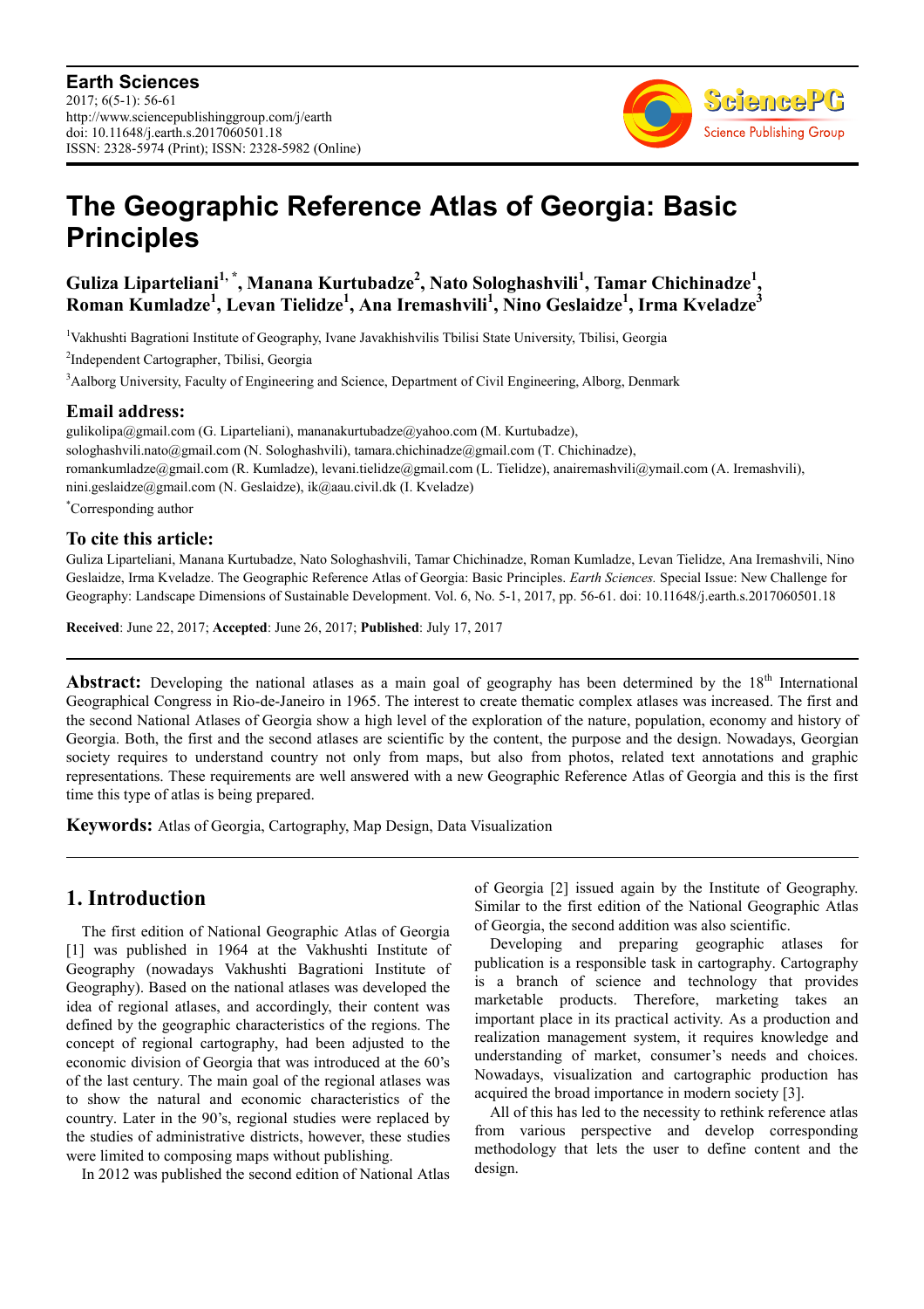# The Geographic Reference Atlas of Georgia: Basic Principles

**Guliza Liparteliani[1, *], Manana Kurtubadze[2], Nato Sologhashvili[1], Tamar Chichinadze[1], Roman Kumladze[1], Levan Tielidze[1], Ana Iremashvili[1], Nino Geslaidze[1], Irma Kveladze[3]**

[1]Vakhushti Bagrationi Institute of Geography, Ivane Javakhishvilis Tbilisi State University, Tbilisi, Georgia

[2]Independent Cartographer, Tbilisi, Georgia

[3]Aalborg University, Faculty of Engineering and Science, Department of Civil Engineering, Alborg, Denmark

### Email address:

gulikolipa@gmail.com (G. Liparteliani), mananakurtubadze@yahoo.com (M. Kurtubadze), sologhashvili.nato@gmail.com (N. Sologhashvili), tamara.chichinadze@gmail.com (T. Chichinadze), romankumladze@gmail.com (R. Kumladze), levani.tielidze@gmail.com (L. Tielidze), anairemashvili@ymail.com (A. Iremashvili), nini.geslaidze@gmail.com (N. Geslaidze), ik@aau.civil.dk (I. Kveladze)

*Corresponding author

### To cite this article:

Guliza Liparteliani, Manana Kurtubadze, Nato Sologhashvili, Tamar Chichinadze, Roman Kumladze, Levan Tielidze, Ana Iremashvili, Nino Geslaidze, Irma Kveladze. The Geographic Reference Atlas of Georgia: Basic Principles. *Earth Sciences.* Special Issue: New Challenge for Geography: Landscape Dimensions of Sustainable Development. Vol. 6, No. 5-1, 2017, pp. 56-61. doi: 10.11648/j.earth.s.2017060501.18

**Received**: June 22, 2017; **Accepted**: June 26, 2017; **Published**: July 17, 2017

---

**Abstract:** Developing the national atlases as a main goal of geography has been determined by the 18th International Geographical Congress in Rio-de-Janeiro in 1965. The interest to create thematic complex atlases was increased. The first and the second National Atlases of Georgia show a high level of the exploration of the nature, population, economy and history of Georgia. Both, the first and the second atlases are scientific by the content, the purpose and the design. Nowadays, Georgian society requires to understand country not only from maps, but also from photos, related text annotations and graphic representations. These requirements are well answered with a new Geographic Reference Atlas of Georgia and this is the first time this type of atlas is being prepared.

**Keywords:** Atlas of Georgia, Cartography, Map Design, Data Visualization

---

## 1. Introduction

The first edition of National Geographic Atlas of Georgia [1] was published in 1964 at the Vakhushti Institute of Geography (nowadays Vakhushti Bagrationi Institute of Geography). Based on the national atlases was developed the idea of regional atlases, and accordingly, their content was defined by the geographic characteristics of the regions. The concept of regional cartography, had been adjusted to the economic division of Georgia that was introduced at the 60's of the last century. The main goal of the regional atlases was to show the natural and economic characteristics of the country. Later in the 90's, regional studies were replaced by the studies of administrative districts, however, these studies were limited to composing maps without publishing.

In 2012 was published the second edition of National Atlas of Georgia [2] issued again by the Institute of Geography. Similar to the first edition of the National Geographic Atlas of Georgia, the second addition was also scientific.

Developing and preparing geographic atlases for publication is a responsible task in cartography. Cartography is a branch of science and technology that provides marketable products. Therefore, marketing takes an important place in its practical activity. As a production and realization management system, it requires knowledge and understanding of market, consumer's needs and choices. Nowadays, visualization and cartographic production has acquired the broad importance in modern society [3].

All of this has led to the necessity to rethink reference atlas from various perspective and develop corresponding methodology that lets the user to define content and the design.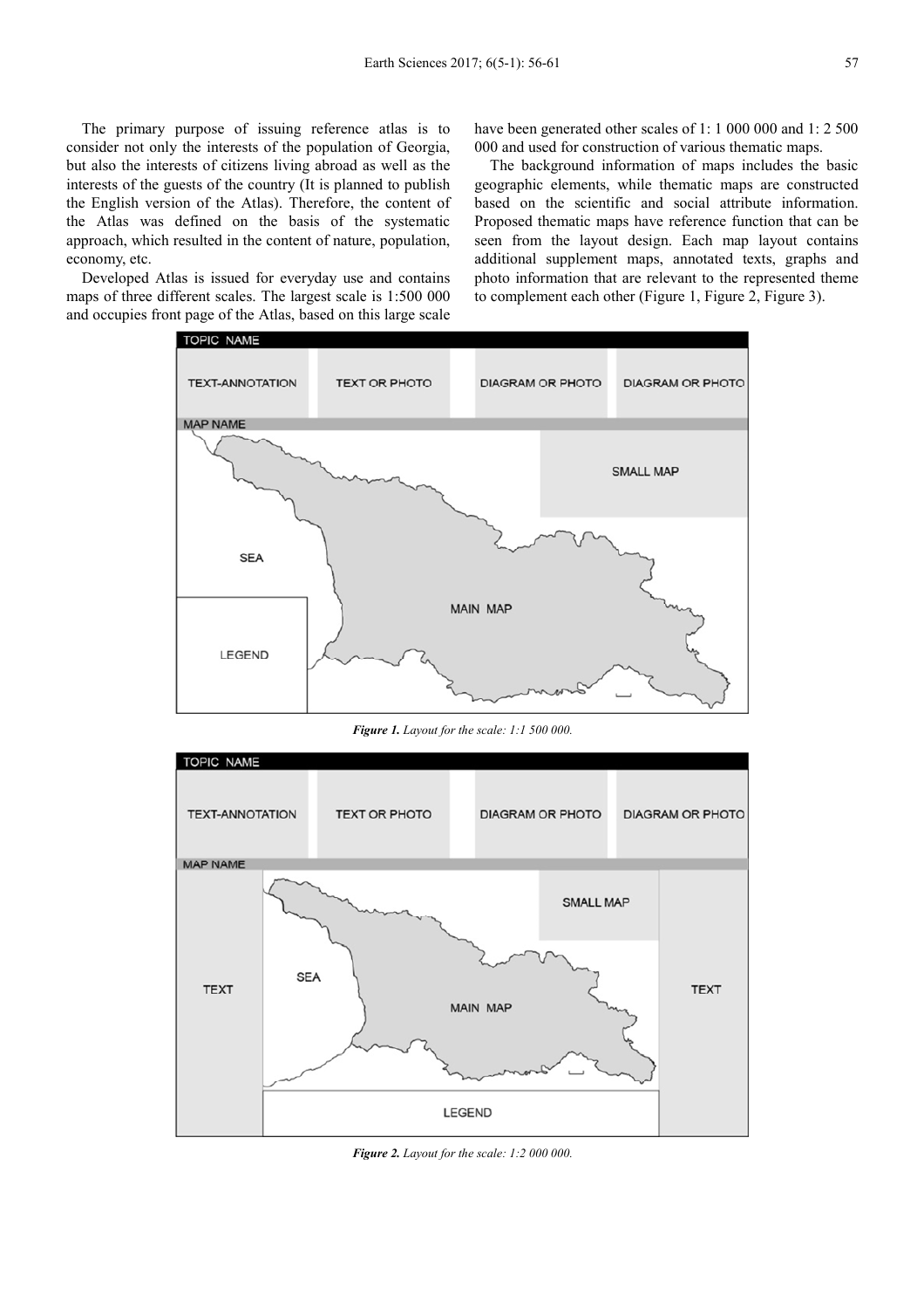The primary purpose of issuing reference atlas is to consider not only the interests of the population of Georgia, but also the interests of citizens living abroad as well as the interests of the guests of the country (It is planned to publish the English version of the Atlas). Therefore, the content of the Atlas was defined on the basis of the systematic approach, which resulted in the content of nature, population, economy, etc.

Developed Atlas is issued for everyday use and contains maps of three different scales. The largest scale is 1:500 000 and occupies front page of the Atlas, based on this large scale have been generated other scales of 1: 1 000 000 and 1: 2 500 000 and used for construction of various thematic maps.

The background information of maps includes the basic geographic elements, while thematic maps are constructed based on the scientific and social attribute information. Proposed thematic maps have reference function that can be seen from the layout design. Each map layout contains additional supplement maps, annotated texts, graphs and photo information that are relevant to the represented theme to complement each other (Figure 1, Figure 2, Figure 3).

***Figure 1.*** *Layout for the scale: 1:1 500 000.*

***Figure 2.*** *Layout for the scale: 1:2 000 000.*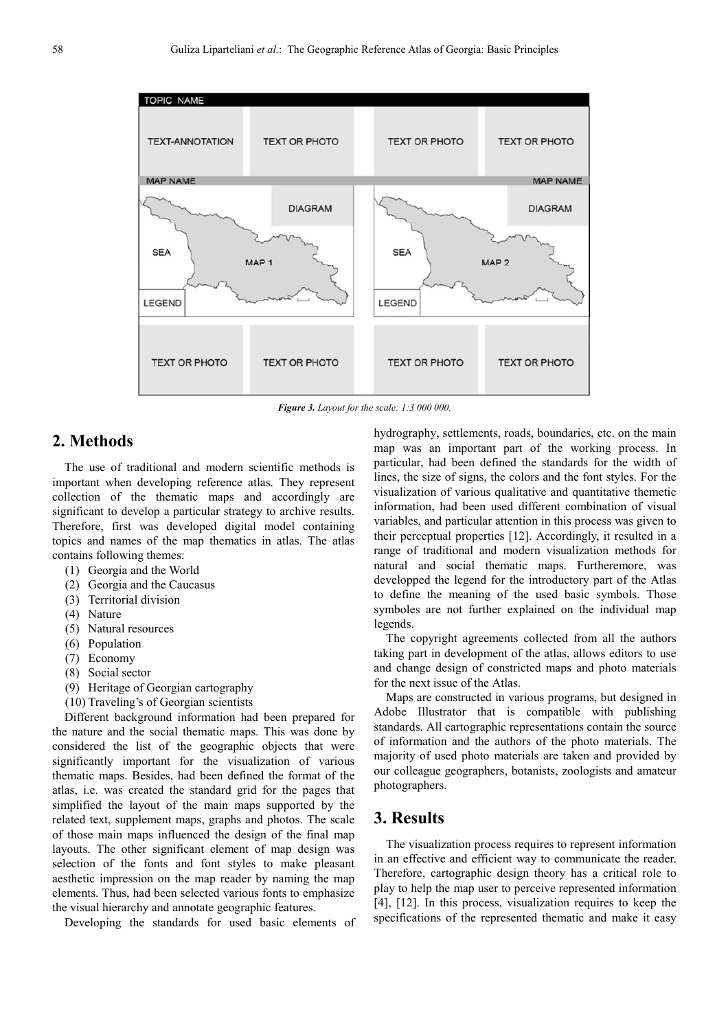*Figure 3. Layout for the scale: 1:3 000 000.*

## 2. Methods

The use of traditional and modern scientific methods is important when developing reference atlas. They represent collection of the thematic maps and accordingly are significant to develop a particular strategy to archive results. Therefore, first was developed digital model containing topics and names of the map thematics in atlas. The atlas contains following themes:

(1) Georgia and the World
(2) Georgia and the Caucasus
(3) Territorial division
(4) Nature
(5) Natural resources
(6) Population
(7) Economy
(8) Social sector
(9) Heritage of Georgian cartography
(10) Traveling's of Georgian scientists

Different background information had been prepared for the nature and the social thematic maps. This was done by considered the list of the geographic objects that were significantly important for the visualization of various thematic maps. Besides, had been defined the format of the atlas, i.e. was created the standard grid for the pages that simplified the layout of the main maps supported by the related text, supplement maps, graphs and photos. The scale of those main maps influenced the design of the final map layouts. The other significant element of map design was selection of the fonts and font styles to make pleasant aesthetic impression on the map reader by naming the map elements. Thus, had been selected various fonts to emphasize the visual hierarchy and annotate geographic features.

Developing the standards for used basic elements of hydrography, settlements, roads, boundaries, etc. on the main map was an important part of the working process. In particular, had been defined the standards for the width of lines, the size of signs, the colors and the font styles. For the visualization of various qualitative and quantitative themetic information, had been used different combination of visual variables, and particular attention in this process was given to their perceptual properties [12]. Accordingly, it resulted in a range of traditional and modern visualization methods for natural and social thematic maps. Furtheremore, was developped the legend for the introductory part of the Atlas to define the meaning of the used basic symbols. Those symboles are not further explained on the individual map legends.

The copyright agreements collected from all the authors taking part in development of the atlas, allows editors to use and change design of constricted maps and photo materials for the next issue of the Atlas.

Maps are constructed in various programs, but designed in Adobe Illustrator that is compatible with publishing standards. All cartographic representations contain the source of information and the authors of the photo materials. The majority of used photo materials are taken and provided by our colleague geographers, botanists, zoologists and amateur photographers.

## 3. Results

The visualization process requires to represent information in an effective and efficient way to communicate the reader. Therefore, cartographic design theory has a critical role to play to help the map user to perceive represented information [4], [12]. In this process, visualization requires to keep the specifications of the represented thematic and make it easy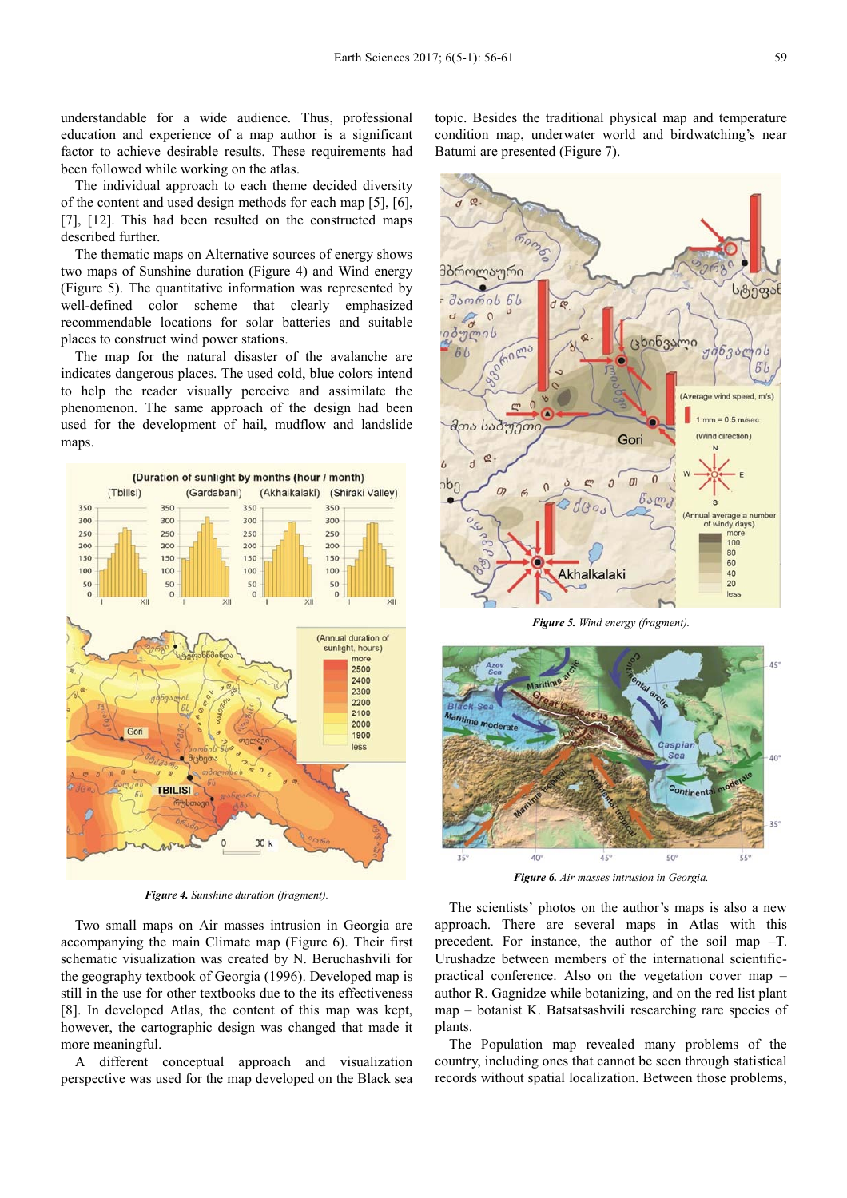understandable for a wide audience. Thus, professional education and experience of a map author is a significant factor to achieve desirable results. These requirements had been followed while working on the atlas.

The individual approach to each theme decided diversity of the content and used design methods for each map [5], [6], [7], [12]. This had been resulted on the constructed maps described further.

The thematic maps on Alternative sources of energy shows two maps of Sunshine duration (Figure 4) and Wind energy (Figure 5). The quantitative information was represented by well-defined color scheme that clearly emphasized recommendable locations for solar batteries and suitable places to construct wind power stations.

The map for the natural disaster of the avalanche are indicates dangerous places. The used cold, blue colors intend to help the reader visually perceive and assimilate the phenomenon. The same approach of the design had been used for the development of hail, mudflow and landslide maps.

*Figure 4. Sunshine duration (fragment).*

Two small maps on Air masses intrusion in Georgia are accompanying the main Climate map (Figure 6). Their first schematic visualization was created by N. Beruchashvili for the geography textbook of Georgia (1996). Developed map is still in the use for other textbooks due to the its effectiveness [8]. In developed Atlas, the content of this map was kept, however, the cartographic design was changed that made it more meaningful.

A different conceptual approach and visualization perspective was used for the map developed on the Black sea topic. Besides the traditional physical map and temperature condition map, underwater world and birdwatching's near Batumi are presented (Figure 7).

*Figure 5. Wind energy (fragment).*

*Figure 6. Air masses intrusion in Georgia.*

The scientists' photos on the author's maps is also a new approach. There are several maps in Atlas with this precedent. For instance, the author of the soil map –T. Urushadze between members of the international scientific-practical conference. Also on the vegetation cover map – author R. Gagnidze while botanizing, and on the red list plant map – botanist K. Batsatsashvili researching rare species of plants.

The Population map revealed many problems of the country, including ones that cannot be seen through statistical records without spatial localization. Between those problems,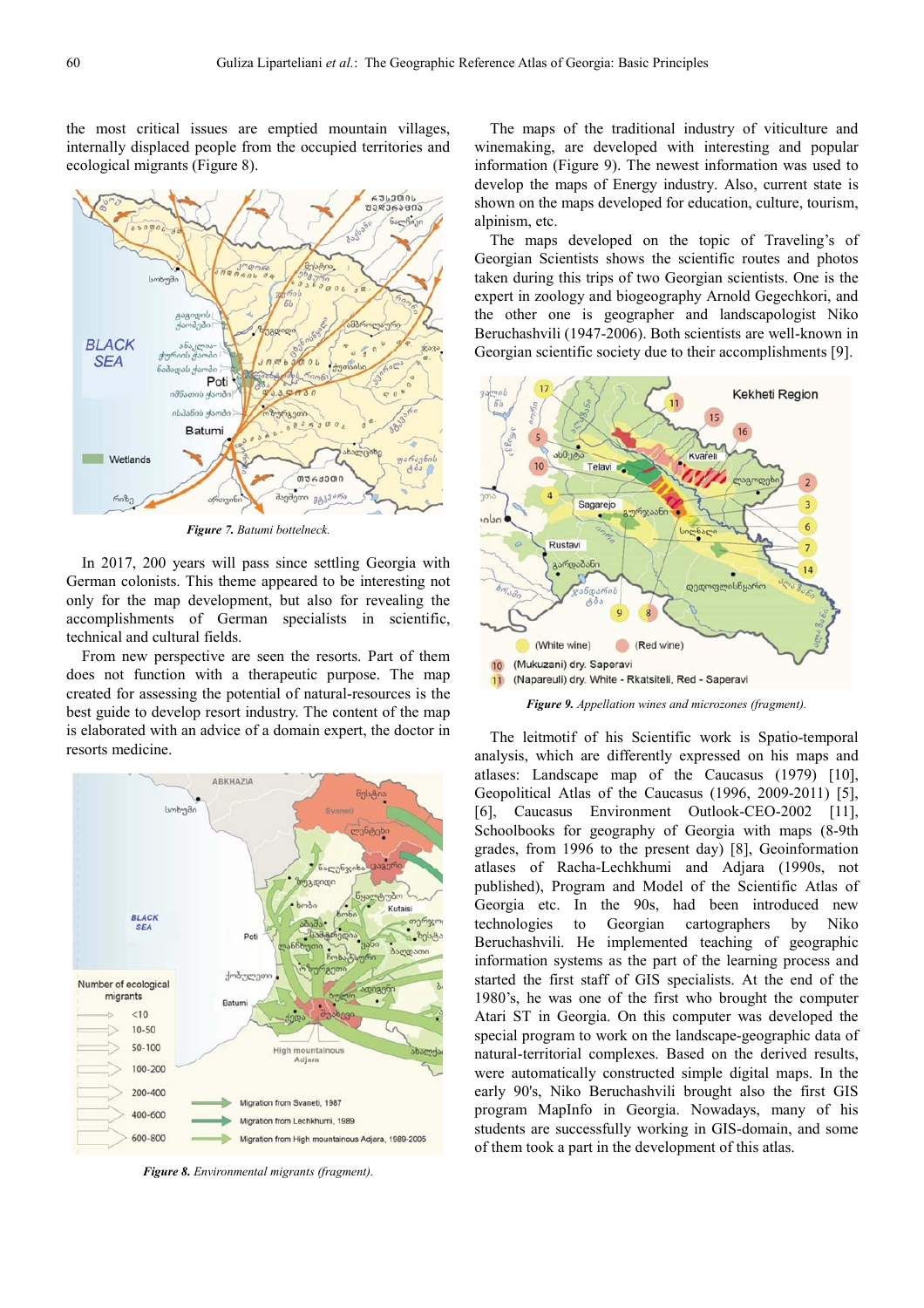the most critical issues are emptied mountain villages, internally displaced people from the occupied territories and ecological migrants (Figure 8).

*Figure 7. Batumi bottleneck.*

In 2017, 200 years will pass since settling Georgia with German colonists. This theme appeared to be interesting not only for the map development, but also for revealing the accomplishments of German specialists in scientific, technical and cultural fields.

From new perspective are seen the resorts. Part of them does not function with a therapeutic purpose. The map created for assessing the potential of natural-resources is the best guide to develop resort industry. The content of the map is elaborated with an advice of a domain expert, the doctor in resorts medicine.

*Figure 8. Environmental migrants (fragment).*

The maps of the traditional industry of viticulture and winemaking, are developed with interesting and popular information (Figure 9). The newest information was used to develop the maps of Energy industry. Also, current state is shown on the maps developed for education, culture, tourism, alpinism, etc.

The maps developed on the topic of Traveling's of Georgian Scientists shows the scientific routes and photos taken during this trips of two Georgian scientists. One is the expert in zoology and biogeography Arnold Gegechkori, and the other one is geographer and landscapologist Niko Beruchashvili (1947-2006). Both scientists are well-known in Georgian scientific society due to their accomplishments [9].

*Figure 9. Appellation wines and microzones (fragment).*

The leitmotif of his Scientific work is Spatio-temporal analysis, which are differently expressed on his maps and atlases: Landscape map of the Caucasus (1979) [10], Geopolitical Atlas of the Caucasus (1996, 2009-2011) [5], [6], Caucasus Environment Outlook-CEO-2002 [11], Schoolbooks for geography of Georgia with maps (8-9th grades, from 1996 to the present day) [8], Geoinformation atlases of Racha-Lechkhumi and Adjara (1990s, not published), Program and Model of the Scientific Atlas of Georgia etc. In the 90s, had been introduced new technologies to Georgian cartographers by Niko Beruchashvili. He implemented teaching of geographic information systems as the part of the learning process and started the first staff of GIS specialists. At the end of the 1980's, he was one of the first who brought the computer Atari ST in Georgia. On this computer was developed the special program to work on the landscape-geographic data of natural-territorial complexes. Based on the derived results, were automatically constructed simple digital maps. In the early 90's, Niko Beruchashvili brought also the first GIS program MapInfo in Georgia. Nowadays, many of his students are successfully working in GIS-domain, and some of them took a part in the development of this atlas.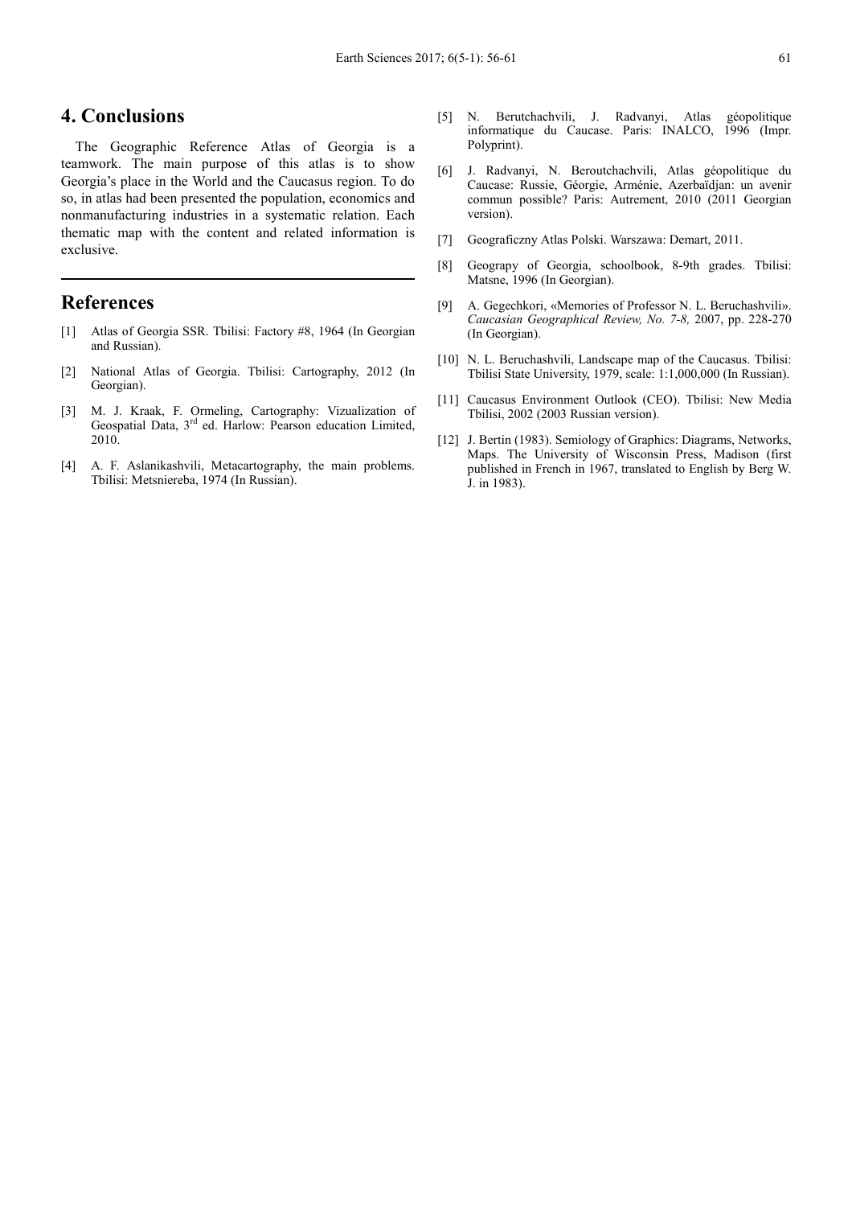## 4. Conclusions

The Geographic Reference Atlas of Georgia is a teamwork. The main purpose of this atlas is to show Georgia's place in the World and the Caucasus region. To do so, in atlas had been presented the population, economics and nonmanufacturing industries in a systematic relation. Each thematic map with the content and related information is exclusive.

## References

[1] Atlas of Georgia SSR. Tbilisi: Factory #8, 1964 (In Georgian and Russian).

[2] National Atlas of Georgia. Tbilisi: Cartography, 2012 (In Georgian).

[3] M. J. Kraak, F. Ormeling, Cartography: Vizualization of Geospatial Data, 3rd ed. Harlow: Pearson education Limited, 2010.

[4] A. F. Aslanikashvili, Metacartography, the main problems. Tbilisi: Metsniereba, 1974 (In Russian).

[5] N. Berutchachvili, J. Radvanyi, Atlas géopolitique informatique du Caucase. Paris: INALCO, 1996 (Impr. Polyprint).

[6] J. Radvanyi, N. Beroutchachvili, Atlas géopolitique du Caucase: Russie, Géorgie, Arménie, Azerbaïdjan: un avenir commun possible? Paris: Autrement, 2010 (2011 Georgian version).

[7] Geograficzny Atlas Polski. Warszawa: Demart, 2011.

[8] Geograpy of Georgia, schoolbook, 8-9th grades. Tbilisi: Matsne, 1996 (In Georgian).

[9] A. Gegechkori, «Memories of Professor N. L. Beruchashvili». *Caucasian Geographical Review, No. 7-8,* 2007, pp. 228-270 (In Georgian).

[10] N. L. Beruchashvili, Landscape map of the Caucasus. Tbilisi: Tbilisi State University, 1979, scale: 1:1,000,000 (In Russian).

[11] Caucasus Environment Outlook (CEO). Tbilisi: New Media Tbilisi, 2002 (2003 Russian version).

[12] J. Bertin (1983). Semiology of Graphics: Diagrams, Networks, Maps. The University of Wisconsin Press, Madison (first published in French in 1967, translated to English by Berg W. J. in 1983).